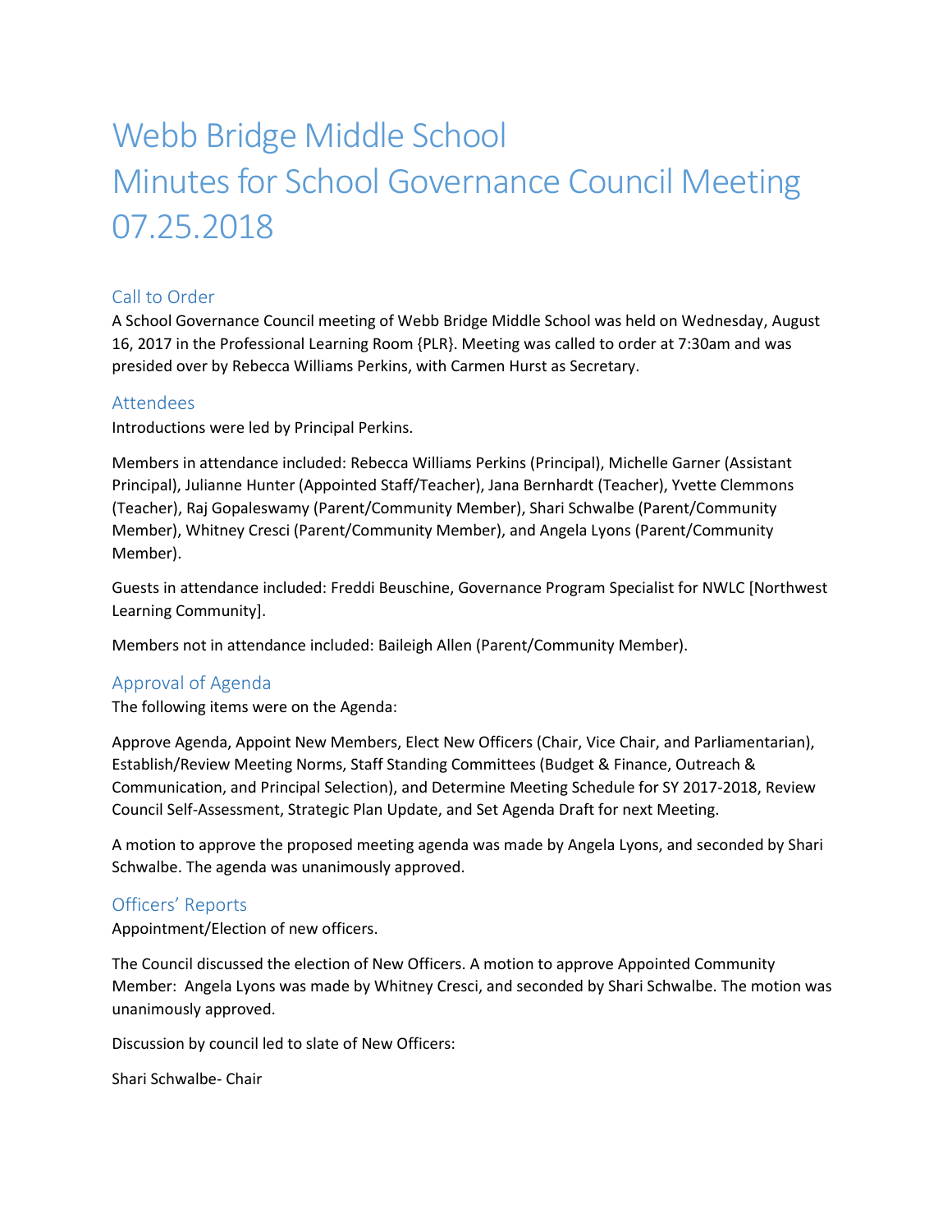# Webb Bridge Middle School
# Minutes for School Governance Council Meeting 07.25.2018

## Call to Order

A School Governance Council meeting of Webb Bridge Middle School was held on Wednesday, August 16, 2017 in the Professional Learning Room {PLR}. Meeting was called to order at 7:30am and was presided over by Rebecca Williams Perkins, with Carmen Hurst as Secretary.

## Attendees

Introductions were led by Principal Perkins.

Members in attendance included: Rebecca Williams Perkins (Principal), Michelle Garner (Assistant Principal), Julianne Hunter (Appointed Staff/Teacher), Jana Bernhardt (Teacher), Yvette Clemmons (Teacher), Raj Gopaleswamy (Parent/Community Member), Shari Schwalbe (Parent/Community Member), Whitney Cresci (Parent/Community Member), and Angela Lyons (Parent/Community Member).

Guests in attendance included: Freddi Beuschine, Governance Program Specialist for NWLC [Northwest Learning Community].

Members not in attendance included: Baileigh Allen (Parent/Community Member).

## Approval of Agenda

The following items were on the Agenda:

Approve Agenda, Appoint New Members, Elect New Officers (Chair, Vice Chair, and Parliamentarian), Establish/Review Meeting Norms, Staff Standing Committees (Budget & Finance, Outreach & Communication, and Principal Selection), and Determine Meeting Schedule for SY 2017-2018, Review Council Self-Assessment, Strategic Plan Update, and Set Agenda Draft for next Meeting.

A motion to approve the proposed meeting agenda was made by Angela Lyons, and seconded by Shari Schwalbe. The agenda was unanimously approved.

## Officers' Reports

Appointment/Election of new officers.

The Council discussed the election of New Officers. A motion to approve Appointed Community Member: Angela Lyons was made by Whitney Cresci, and seconded by Shari Schwalbe. The motion was unanimously approved.

Discussion by council led to slate of New Officers:

Shari Schwalbe- Chair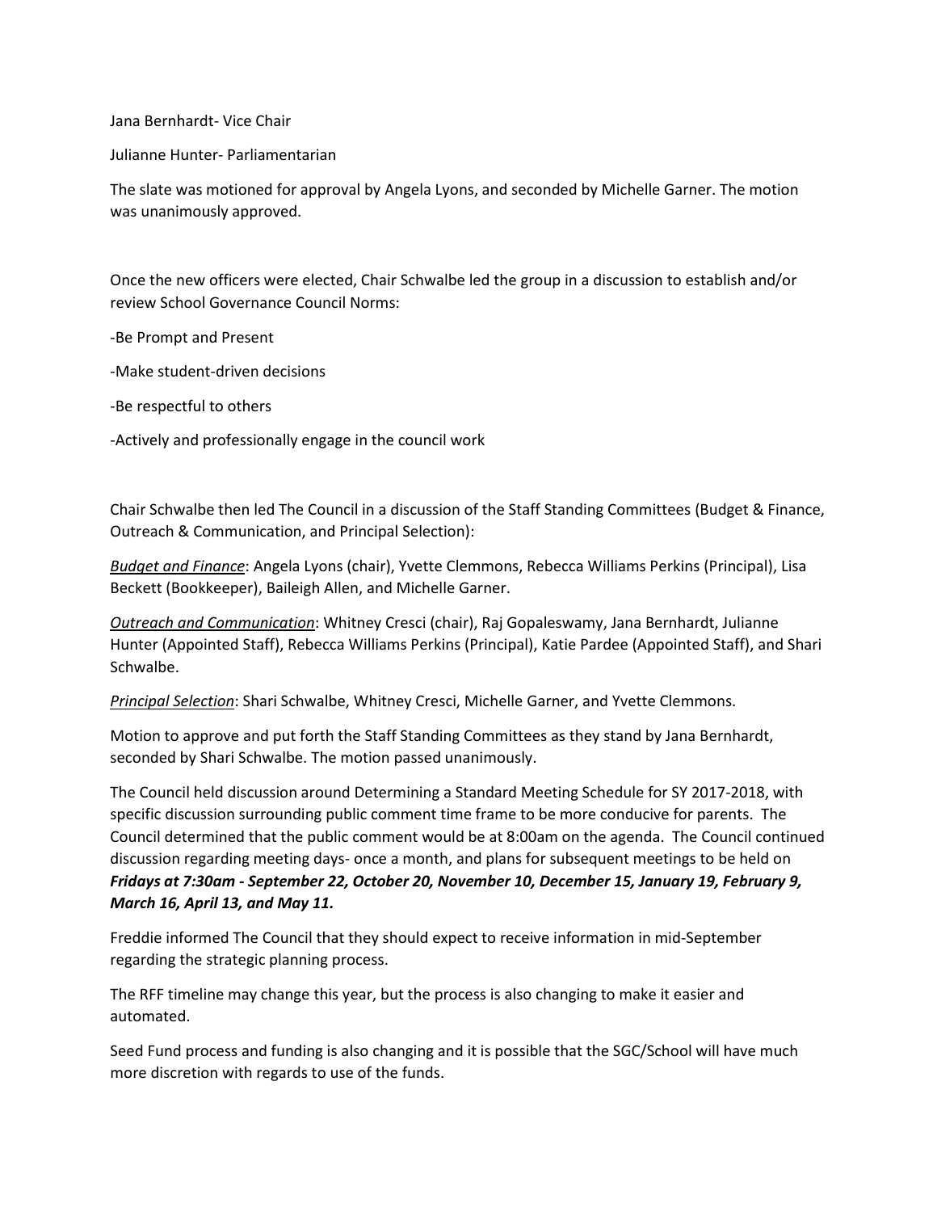Jana Bernhardt- Vice Chair

Julianne Hunter- Parliamentarian

The slate was motioned for approval by Angela Lyons, and seconded by Michelle Garner. The motion was unanimously approved.

Once the new officers were elected, Chair Schwalbe led the group in a discussion to establish and/or review School Governance Council Norms:

-Be Prompt and Present

-Make student-driven decisions

-Be respectful to others

-Actively and professionally engage in the council work

Chair Schwalbe then led The Council in a discussion of the Staff Standing Committees (Budget & Finance, Outreach & Communication, and Principal Selection):

***Budget and Finance***: Angela Lyons (chair), Yvette Clemmons, Rebecca Williams Perkins (Principal), Lisa Beckett (Bookkeeper), Baileigh Allen, and Michelle Garner.

***Outreach and Communication***: Whitney Cresci (chair), Raj Gopaleswamy, Jana Bernhardt, Julianne Hunter (Appointed Staff), Rebecca Williams Perkins (Principal), Katie Pardee (Appointed Staff), and Shari Schwalbe.

***Principal Selection***: Shari Schwalbe, Whitney Cresci, Michelle Garner, and Yvette Clemmons.

Motion to approve and put forth the Staff Standing Committees as they stand by Jana Bernhardt, seconded by Shari Schwalbe. The motion passed unanimously.

The Council held discussion around Determining a Standard Meeting Schedule for SY 2017-2018, with specific discussion surrounding public comment time frame to be more conducive for parents. The Council determined that the public comment would be at 8:00am on the agenda. The Council continued discussion regarding meeting days- once a month, and plans for subsequent meetings to be held on ***Fridays at 7:30am - September 22, October 20, November 10, December 15, January 19, February 9, March 16, April 13, and May 11.***

Freddie informed The Council that they should expect to receive information in mid-September regarding the strategic planning process.

The RFF timeline may change this year, but the process is also changing to make it easier and automated.

Seed Fund process and funding is also changing and it is possible that the SGC/School will have much more discretion with regards to use of the funds.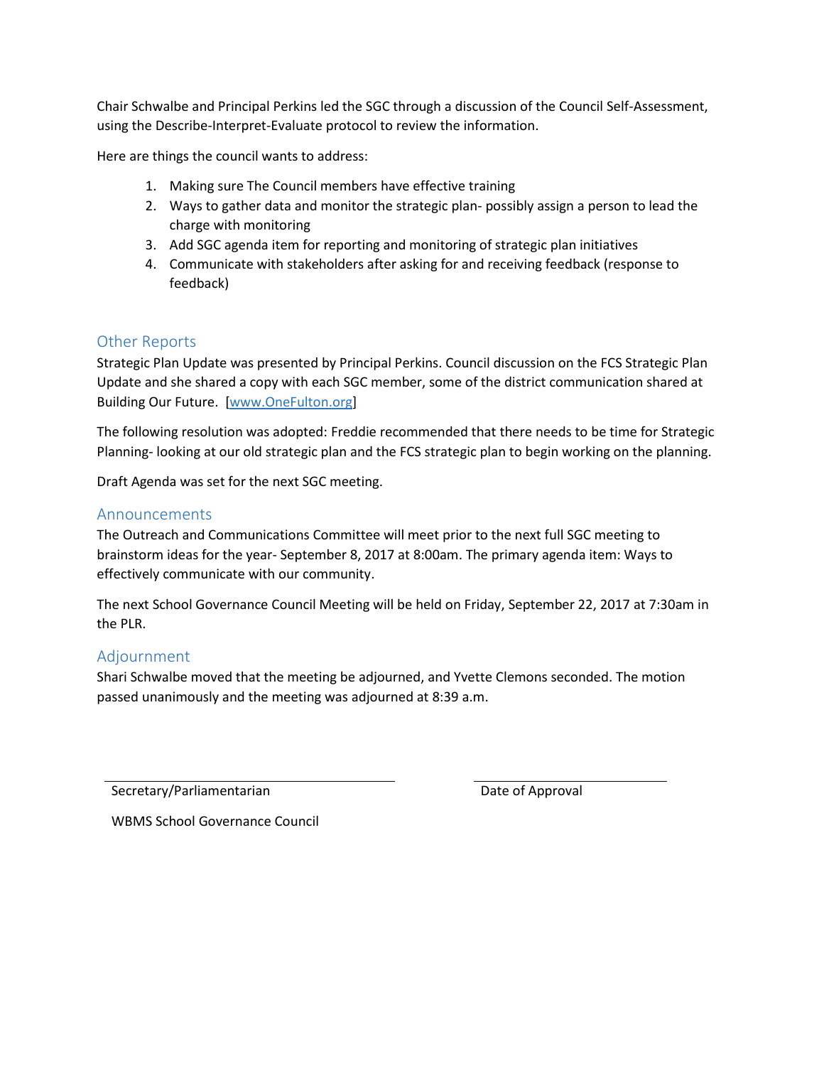Chair Schwalbe and Principal Perkins led the SGC through a discussion of the Council Self-Assessment, using the Describe-Interpret-Evaluate protocol to review the information.

Here are things the council wants to address:

1. Making sure The Council members have effective training
2. Ways to gather data and monitor the strategic plan- possibly assign a person to lead the charge with monitoring
3. Add SGC agenda item for reporting and monitoring of strategic plan initiatives
4. Communicate with stakeholders after asking for and receiving feedback (response to feedback)

## Other Reports

Strategic Plan Update was presented by Principal Perkins. Council discussion on the FCS Strategic Plan Update and she shared a copy with each SGC member, some of the district communication shared at Building Our Future. [www.OneFulton.org]

The following resolution was adopted: Freddie recommended that there needs to be time for Strategic Planning- looking at our old strategic plan and the FCS strategic plan to begin working on the planning.

Draft Agenda was set for the next SGC meeting.

## Announcements

The Outreach and Communications Committee will meet prior to the next full SGC meeting to brainstorm ideas for the year- September 8, 2017 at 8:00am. The primary agenda item: Ways to effectively communicate with our community.

The next School Governance Council Meeting will be held on Friday, September 22, 2017 at 7:30am in the PLR.

## Adjournment

Shari Schwalbe moved that the meeting be adjourned, and Yvette Clemons seconded. The motion passed unanimously and the meeting was adjourned at 8:39 a.m.

______________________________ ____________________

Secretary/Parliamentarian Date of Approval

WBMS School Governance Council